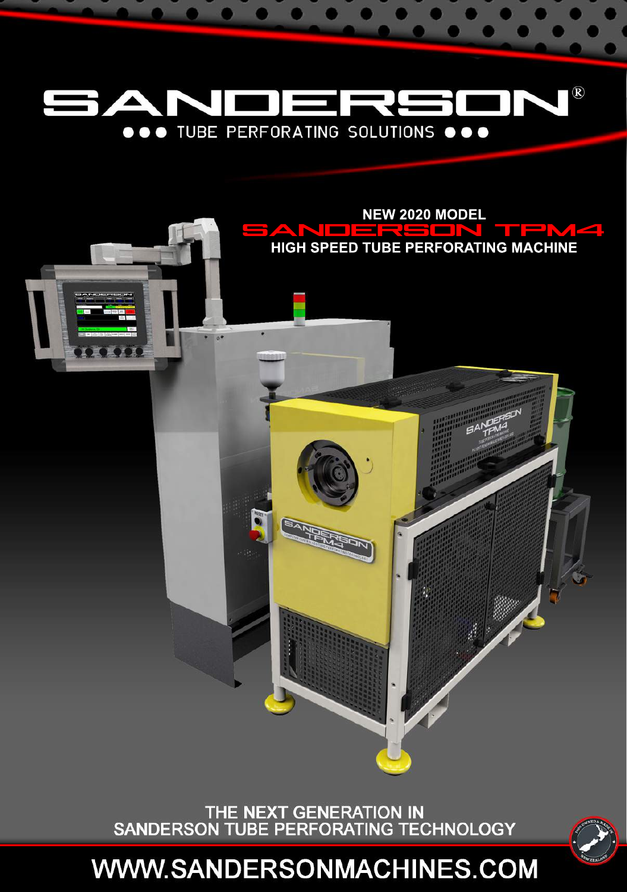# SANDERSON®

●●● TUBE PERFORATING SOLUTIONS ●●●

**NEW 2020 MODEL**

## SANDERSON TPM4

**HIGH SPEED TUBE PERFORATING MACHINE**

THE NEXT GENERATION IN
SANDERSON TUBE PERFORATING TECHNOLOGY

WWW.SANDERSONMACHINES.COM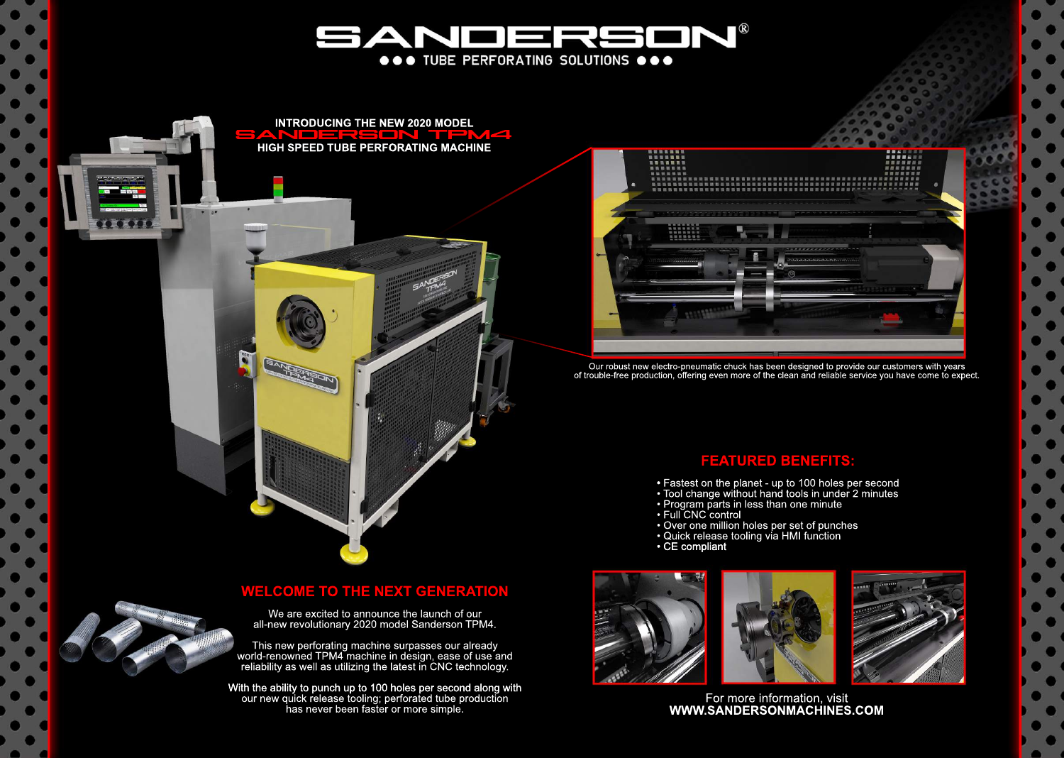# SANDERSON®

●●● TUBE PERFORATING SOLUTIONS ●●●

**INTRODUCING THE NEW 2020 MODEL**

## SANDERSON TPM4

**HIGH SPEED TUBE PERFORATING MACHINE**

Our robust new electro-pneumatic chuck has been designed to provide our customers with years of trouble-free production, offering even more of the clean and reliable service you have come to expect.

## FEATURED BENEFITS:

- Fastest on the planet - up to 100 holes per second
- Tool change without hand tools in under 2 minutes
- Program parts in less than one minute
- Full CNC control
- Over one million holes per set of punches
- Quick release tooling via HMI function
- CE compliant

## WELCOME TO THE NEXT GENERATION

We are excited to announce the launch of our all-new revolutionary 2020 model Sanderson TPM4.

This new perforating machine surpasses our already world-renowned TPM4 machine in design, ease of use and reliability as well as utilizing the latest in CNC technology.

With the ability to punch up to 100 holes per second along with our new quick release tooling; perforated tube production has never been faster or more simple.

For more information, visit
**WWW.SANDERSONMACHINES.COM**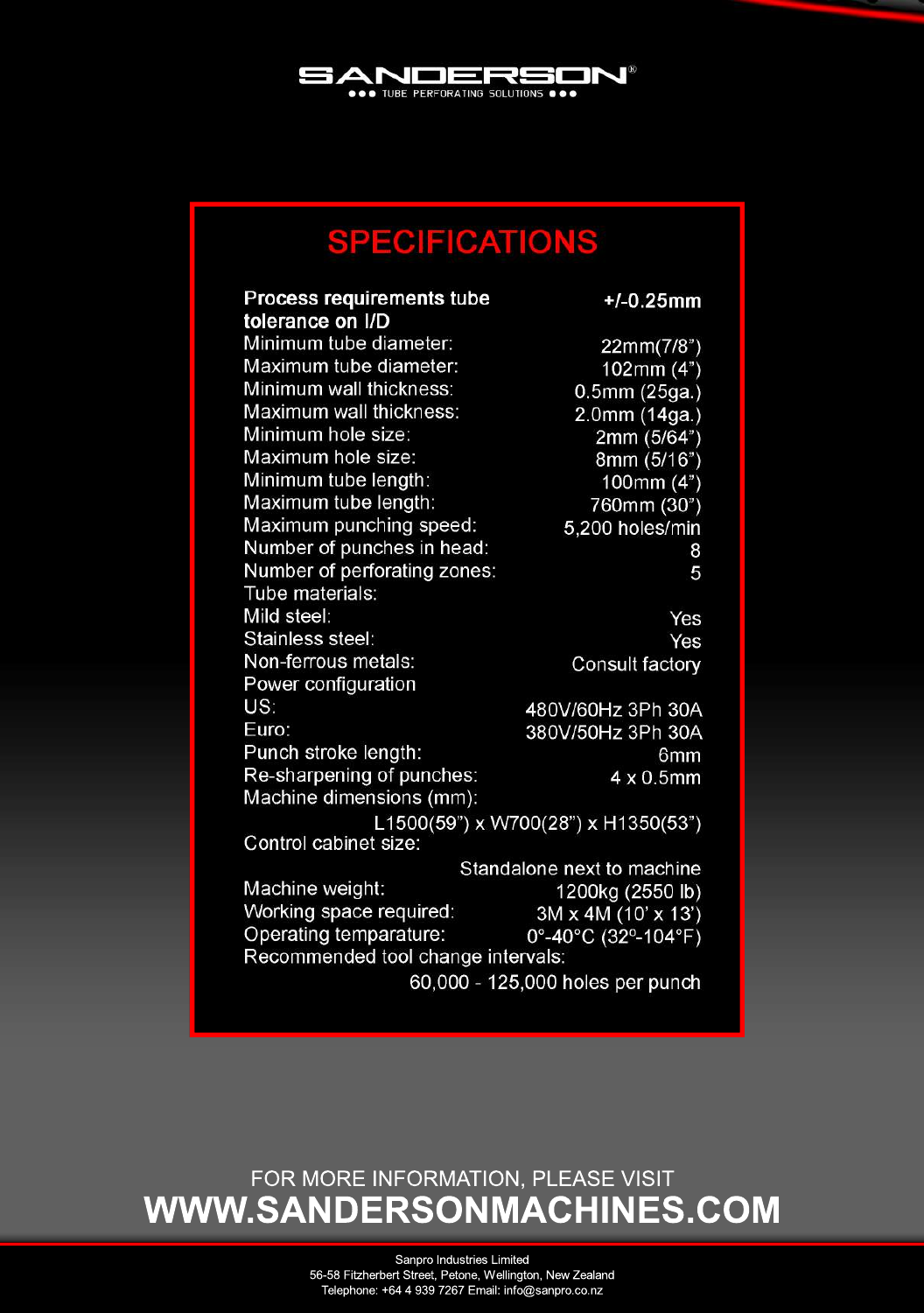SANDERSON®

TUBE PERFORATING SOLUTIONS

## SPECIFICATIONS

| | |
|---|---|
| **Process requirements tube tolerance on I/D** | **+/-0.25mm** |
| Minimum tube diameter: | 22mm(7/8") |
| Maximum tube diameter: | 102mm (4") |
| Minimum wall thickness: | 0.5mm (25ga.) |
| Maximum wall thickness: | 2.0mm (14ga.) |
| Minimum hole size: | 2mm (5/64") |
| Maximum hole size: | 8mm (5/16") |
| Minimum tube length: | 100mm (4") |
| Maximum tube length: | 760mm (30") |
| Maximum punching speed: | 5,200 holes/min |
| Number of punches in head: | 8 |
| Number of perforating zones: | 5 |
| Tube materials: | |
| Mild steel: | Yes |
| Stainless steel: | Yes |
| Non-ferrous metals: | Consult factory |
| Power configuration | |
| US: | 480V/60Hz 3Ph 30A |
| Euro: | 380V/50Hz 3Ph 30A |
| Punch stroke length: | 6mm |
| Re-sharpening of punches: | 4 x 0.5mm |
| Machine dimensions (mm): | L1500(59") x W700(28") x H1350(53") |
| Control cabinet size: | Standalone next to machine |
| Machine weight: | 1200kg (2550 lb) |
| Working space required: | 3M x 4M (10' x 13') |
| Operating temparature: | 0°-40°C (32°-104°F) |
| Recommended tool change intervals: | 60,000 - 125,000 holes per punch |

FOR MORE INFORMATION, PLEASE VISIT

**WWW.SANDERSONMACHINES.COM**

Sanpro Industries Limited
56-58 Fitzherbert Street, Petone, Wellington, New Zealand
Telephone: +64 4 939 7267 Email: info@sanpro.co.nz